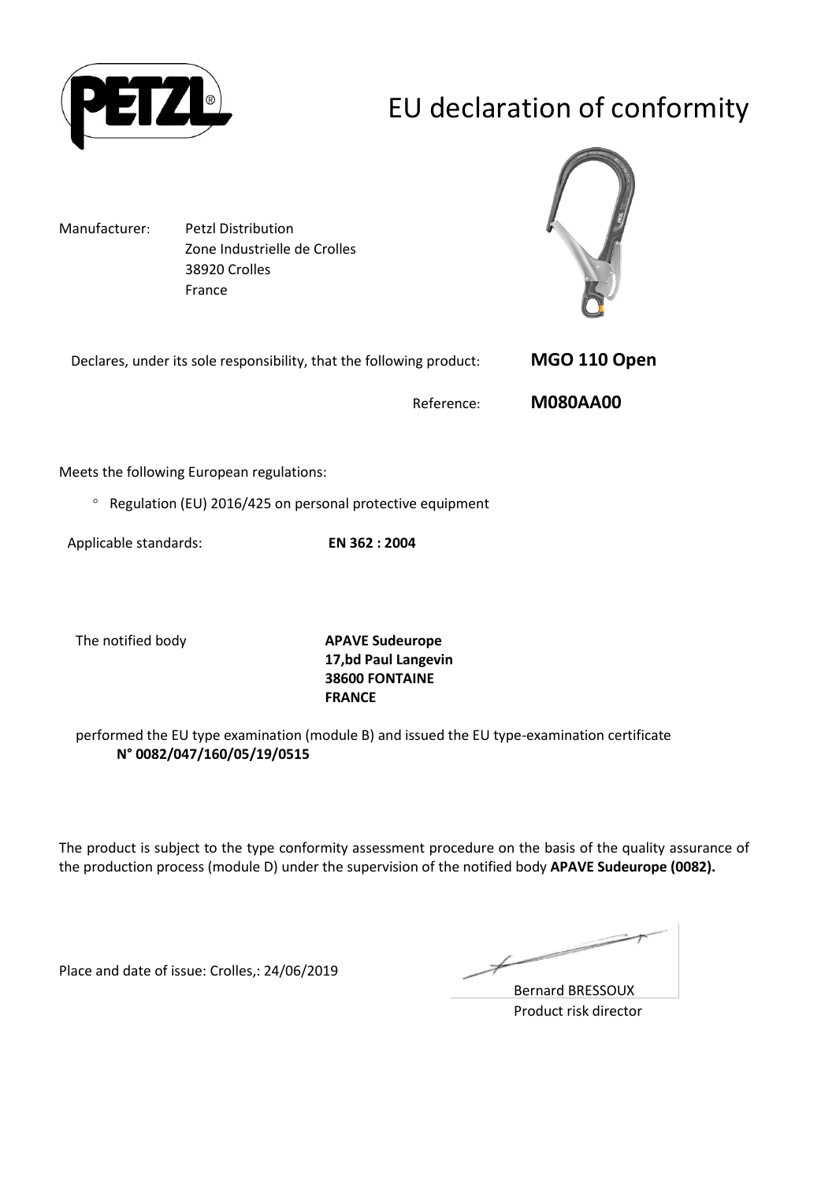# EU declaration of conformity

Manufacturer: Petzl Distribution
Zone Industrielle de Crolles
38920 Crolles
France

Declares, under its sole responsibility, that the following product: **MGO 110 Open**

Reference: **M080AA00**

Meets the following European regulations:

- Regulation (EU) 2016/425 on personal protective equipment

Applicable standards: **EN 362 : 2004**

The notified body **APAVE Sudeurope**
**17,bd Paul Langevin**
**38600 FONTAINE**
**FRANCE**

performed the EU type examination (module B) and issued the EU type-examination certificate **N° 0082/047/160/05/19/0515**

The product is subject to the type conformity assessment procedure on the basis of the quality assurance of the production process (module D) under the supervision of the notified body **APAVE Sudeurope (0082).**

Place and date of issue: Crolles,: 24/06/2019

Bernard BRESSOUX
Product risk director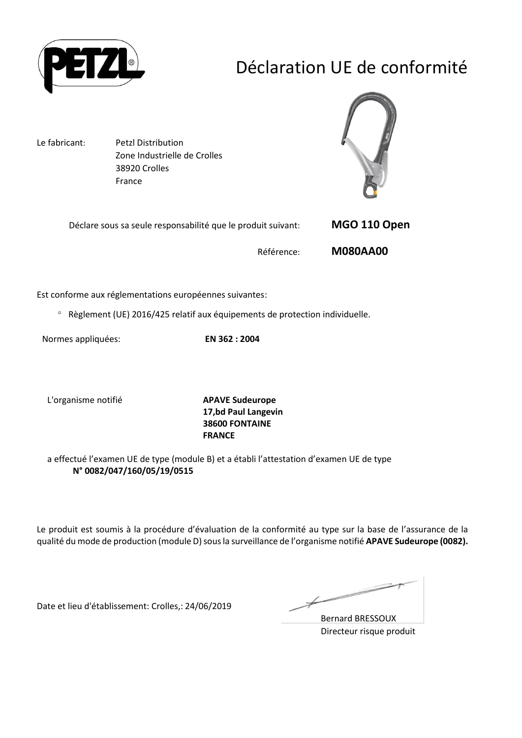# Déclaration UE de conformité

Le fabricant: Petzl Distribution
Zone Industrielle de Crolles
38920 Crolles
France

Déclare sous sa seule responsabilité que le produit suivant: **MGO 110 Open**

Référence: **M080AA00**

Est conforme aux réglementations européennes suivantes:

- Règlement (UE) 2016/425 relatif aux équipements de protection individuelle.

Normes appliquées: **EN 362 : 2004**

L'organisme notifié **APAVE Sudeurope**
**17,bd Paul Langevin**
**38600 FONTAINE**
**FRANCE**

a effectué l'examen UE de type (module B) et a établi l'attestation d'examen UE de type
**N° 0082/047/160/05/19/0515**

Le produit est soumis à la procédure d'évaluation de la conformité au type sur la base de l'assurance de la qualité du mode de production (module D) sous la surveillance de l'organisme notifié **APAVE Sudeurope (0082).**

Date et lieu d'établissement: Crolles,: 24/06/2019

Bernard BRESSOUX
Directeur risque produit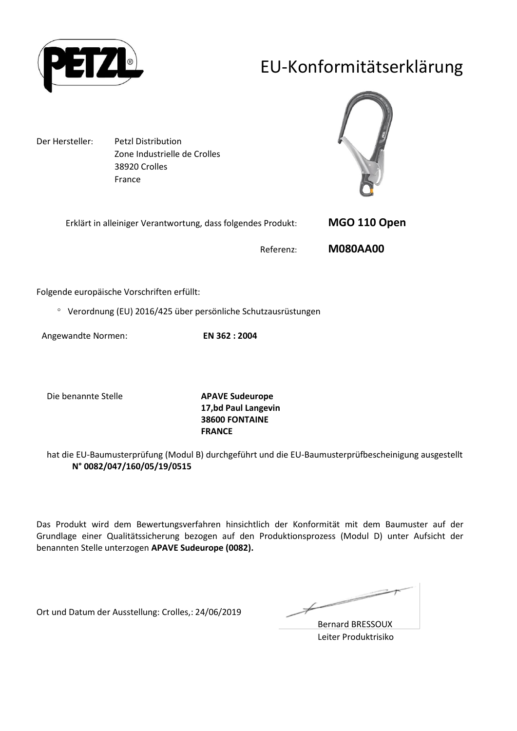# EU-Konformitätserklärung

Der Hersteller: Petzl Distribution
Zone Industrielle de Crolles
38920 Crolles
France

Erklärt in alleiniger Verantwortung, dass folgendes Produkt: **MGO 110 Open**

Referenz: **M080AA00**

Folgende europäische Vorschriften erfüllt:

- Verordnung (EU) 2016/425 über persönliche Schutzausrüstungen

Angewandte Normen: **EN 362 : 2004**

Die benannte Stelle **APAVE Sudeurope**
**17,bd Paul Langevin**
**38600 FONTAINE**
**FRANCE**

hat die EU-Baumusterprüfung (Modul B) durchgeführt und die EU-Baumusterprüfbescheinigung ausgestellt **N° 0082/047/160/05/19/0515**

Das Produkt wird dem Bewertungsverfahren hinsichtlich der Konformität mit dem Baumuster auf der Grundlage einer Qualitätssicherung bezogen auf den Produktionsprozess (Modul D) unter Aufsicht der benannten Stelle unterzogen **APAVE Sudeurope (0082).**

Ort und Datum der Ausstellung: Crolles,: 24/06/2019

Bernard BRESSOUX
Leiter Produktrisiko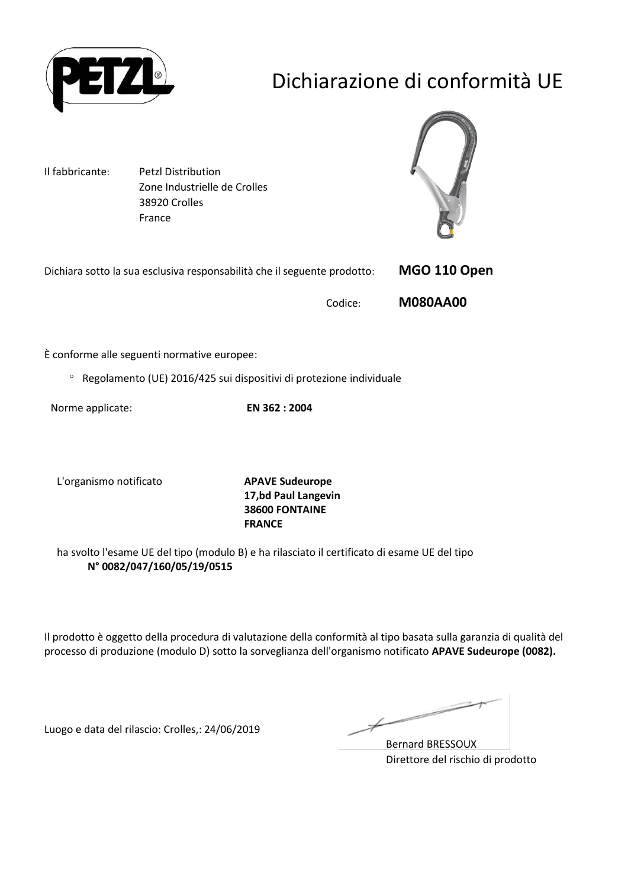# Dichiarazione di conformità UE

Il fabbricante: Petzl Distribution
Zone Industrielle de Crolles
38920 Crolles
France

Dichiara sotto la sua esclusiva responsabilità che il seguente prodotto: **MGO 110 Open**

Codice: **M080AA00**

È conforme alle seguenti normative europee:

- Regolamento (UE) 2016/425 sui dispositivi di protezione individuale

Norme applicate: **EN 362 : 2004**

L'organismo notificato **APAVE Sudeurope**
**17,bd Paul Langevin**
**38600 FONTAINE**
**FRANCE**

ha svolto l'esame UE del tipo (modulo B) e ha rilasciato il certificato di esame UE del tipo
**N° 0082/047/160/05/19/0515**

Il prodotto è oggetto della procedura di valutazione della conformità al tipo basata sulla garanzia di qualità del processo di produzione (modulo D) sotto la sorveglianza dell'organismo notificato **APAVE Sudeurope (0082).**

Luogo e data del rilascio: Crolles,: 24/06/2019

Bernard BRESSOUX
Direttore del rischio di prodotto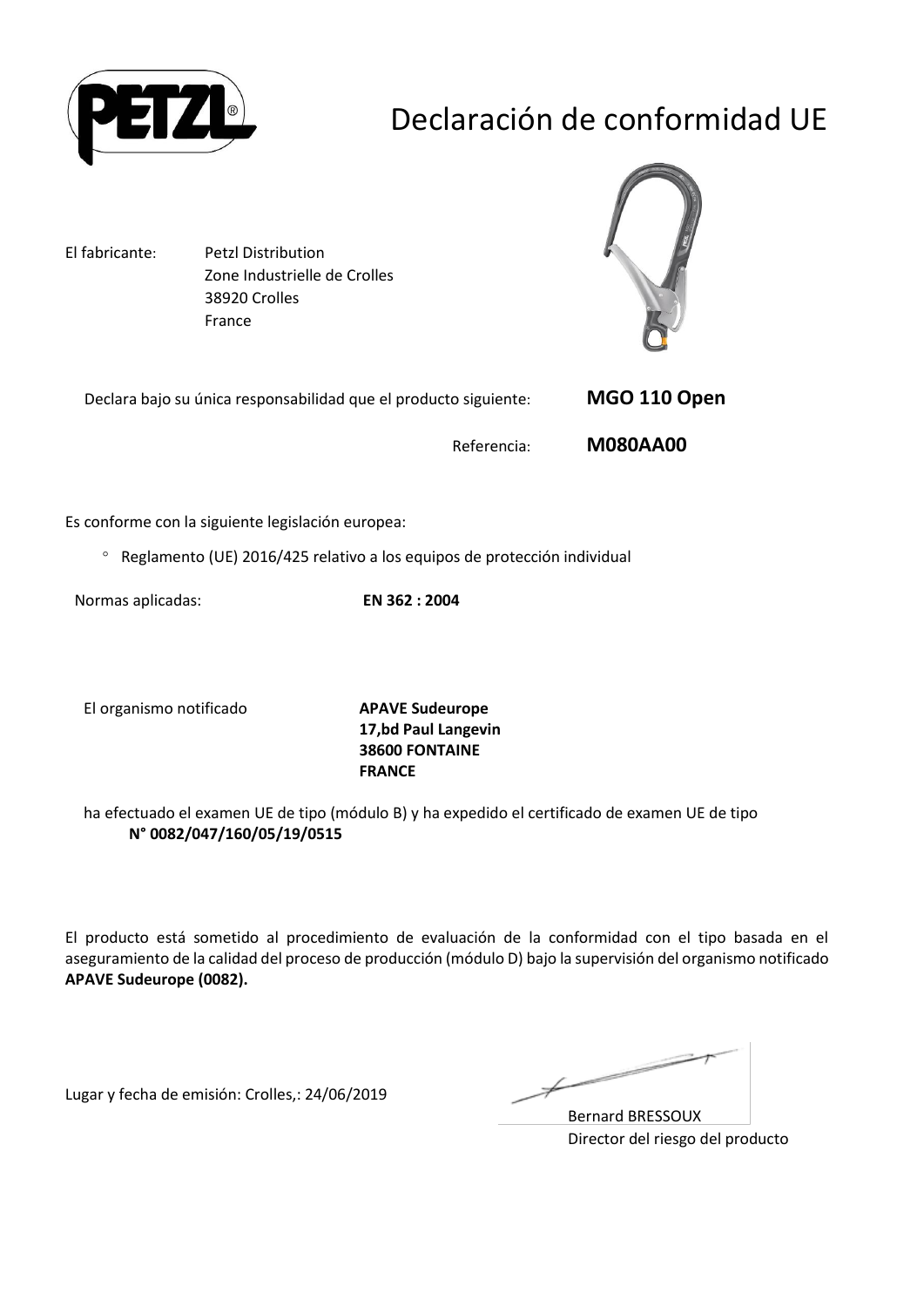# Declaración de conformidad UE

El fabricante: Petzl Distribution
Zone Industrielle de Crolles
38920 Crolles
France

Declara bajo su única responsabilidad que el producto siguiente: **MGO 110 Open**

Referencia: **M080AA00**

Es conforme con la siguiente legislación europea:

- Reglamento (UE) 2016/425 relativo a los equipos de protección individual

Normas aplicadas: **EN 362 : 2004**

El organismo notificado **APAVE Sudeurope**
**17,bd Paul Langevin**
**38600 FONTAINE**
**FRANCE**

ha efectuado el examen UE de tipo (módulo B) y ha expedido el certificado de examen UE de tipo **N° 0082/047/160/05/19/0515**

El producto está sometido al procedimiento de evaluación de la conformidad con el tipo basada en el aseguramiento de la calidad del proceso de producción (módulo D) bajo la supervisión del organismo notificado **APAVE Sudeurope (0082).**

Lugar y fecha de emisión: Crolles,: 24/06/2019

Bernard BRESSOUX
Director del riesgo del producto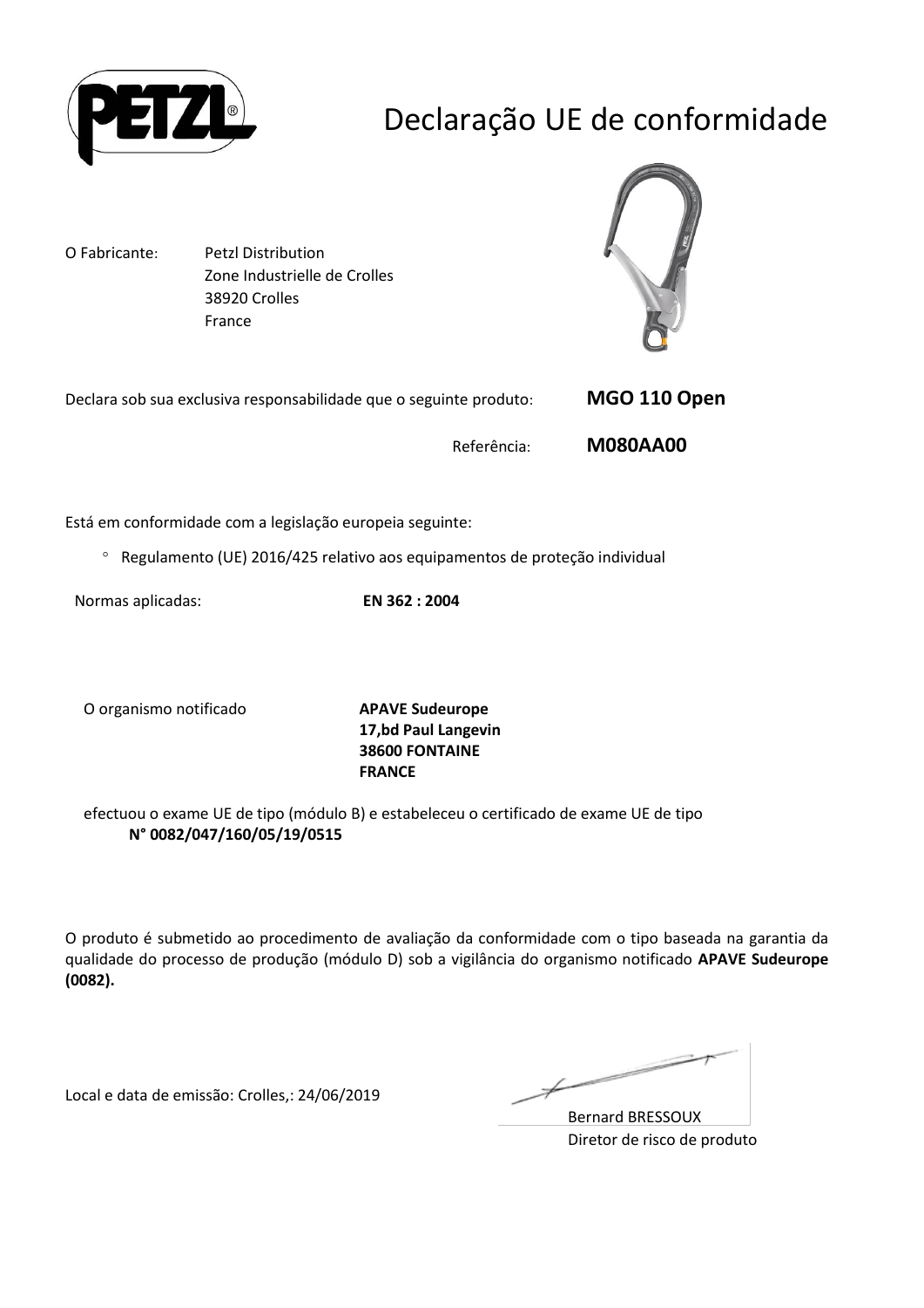# Declaração UE de conformidade

O Fabricante: Petzl Distribution
Zone Industrielle de Crolles
38920 Crolles
France

Declara sob sua exclusiva responsabilidade que o seguinte produto: **MGO 110 Open**

Referência: **M080AA00**

Está em conformidade com a legislação europeia seguinte:

- Regulamento (UE) 2016/425 relativo aos equipamentos de proteção individual

Normas aplicadas: **EN 362 : 2004**

O organismo notificado **APAVE Sudeurope**
**17,bd Paul Langevin**
**38600 FONTAINE**
**FRANCE**

efectuou o exame UE de tipo (módulo B) e estabeleceu o certificado de exame UE de tipo
**N° 0082/047/160/05/19/0515**

O produto é submetido ao procedimento de avaliação da conformidade com o tipo baseada na garantia da qualidade do processo de produção (módulo D) sob a vigilância do organismo notificado **APAVE Sudeurope (0082).**

Local e data de emissão: Crolles,: 24/06/2019

Bernard BRESSOUX
Diretor de risco de produto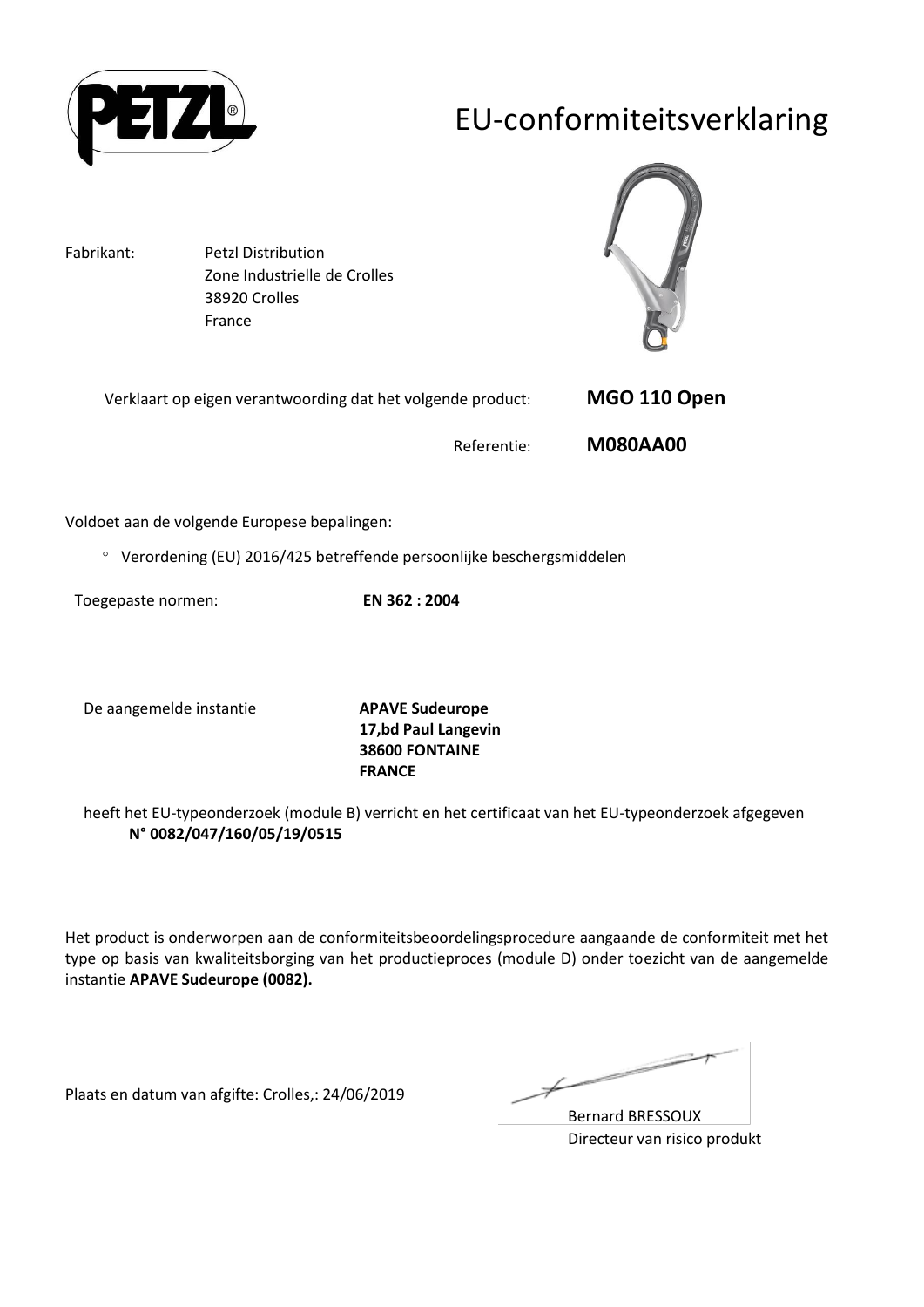# EU-conformiteitsverklaring

Fabrikant: Petzl Distribution
Zone Industrielle de Crolles
38920 Crolles
France

Verklaart op eigen verantwoording dat het volgende product: **MGO 110 Open**

Referentie: **M080AA00**

Voldoet aan de volgende Europese bepalingen:

- Verordening (EU) 2016/425 betreffende persoonlijke beschergsmiddelen

Toegepaste normen: **EN 362 : 2004**

De aangemelde instantie **APAVE Sudeurope**
**17,bd Paul Langevin**
**38600 FONTAINE**
**FRANCE**

heeft het EU-typeonderzoek (module B) verricht en het certificaat van het EU-typeonderzoek afgegeven **N° 0082/047/160/05/19/0515**

Het product is onderworpen aan de conformiteitsbeoordelingsprocedure aangaande de conformiteit met het type op basis van kwaliteitsborging van het productieproces (module D) onder toezicht van de aangemelde instantie **APAVE Sudeurope (0082).**

Plaats en datum van afgifte: Crolles,: 24/06/2019

Bernard BRESSOUX
Directeur van risico produkt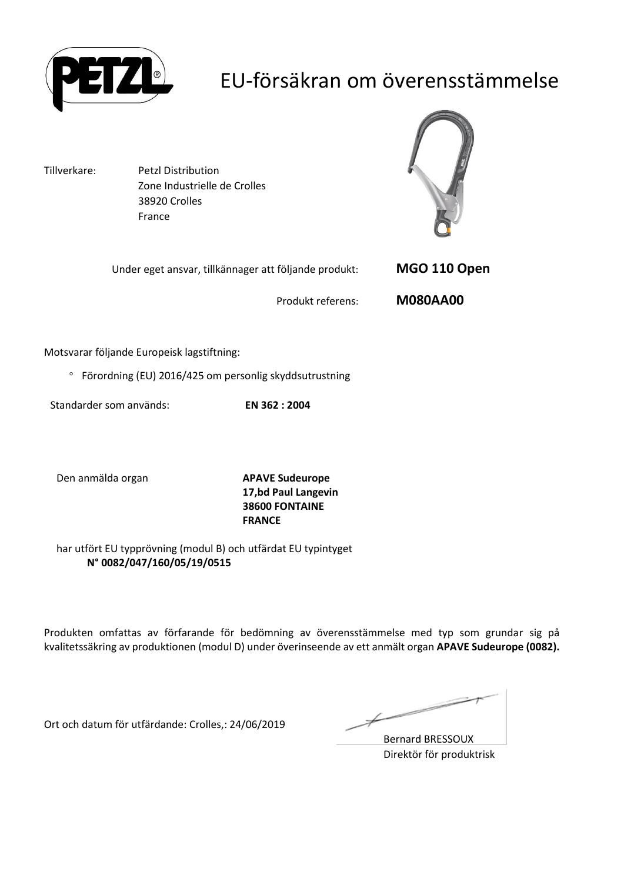# EU-försäkran om överensstämmelse

Tillverkare: Petzl Distribution
Zone Industrielle de Crolles
38920 Crolles
France

Under eget ansvar, tillkännager att följande produkt: **MGO 110 Open**

Produkt referens: **M080AA00**

Motsvarar följande Europeisk lagstiftning:

- Förordning (EU) 2016/425 om personlig skyddsutrustning

Standarder som används: **EN 362 : 2004**

Den anmälda organ **APAVE Sudeurope**
**17,bd Paul Langevin**
**38600 FONTAINE**
**FRANCE**

har utfört EU typprövning (modul B) och utfärdat EU typintyget
**N° 0082/047/160/05/19/0515**

Produkten omfattas av förfarande för bedömning av överensstämmelse med typ som grundar sig på kvalitetssäkring av produktionen (modul D) under överinseende av ett anmält organ **APAVE Sudeurope (0082).**

Ort och datum för utfärdande: Crolles,: 24/06/2019

Bernard BRESSOUX
Direktör för produktrisk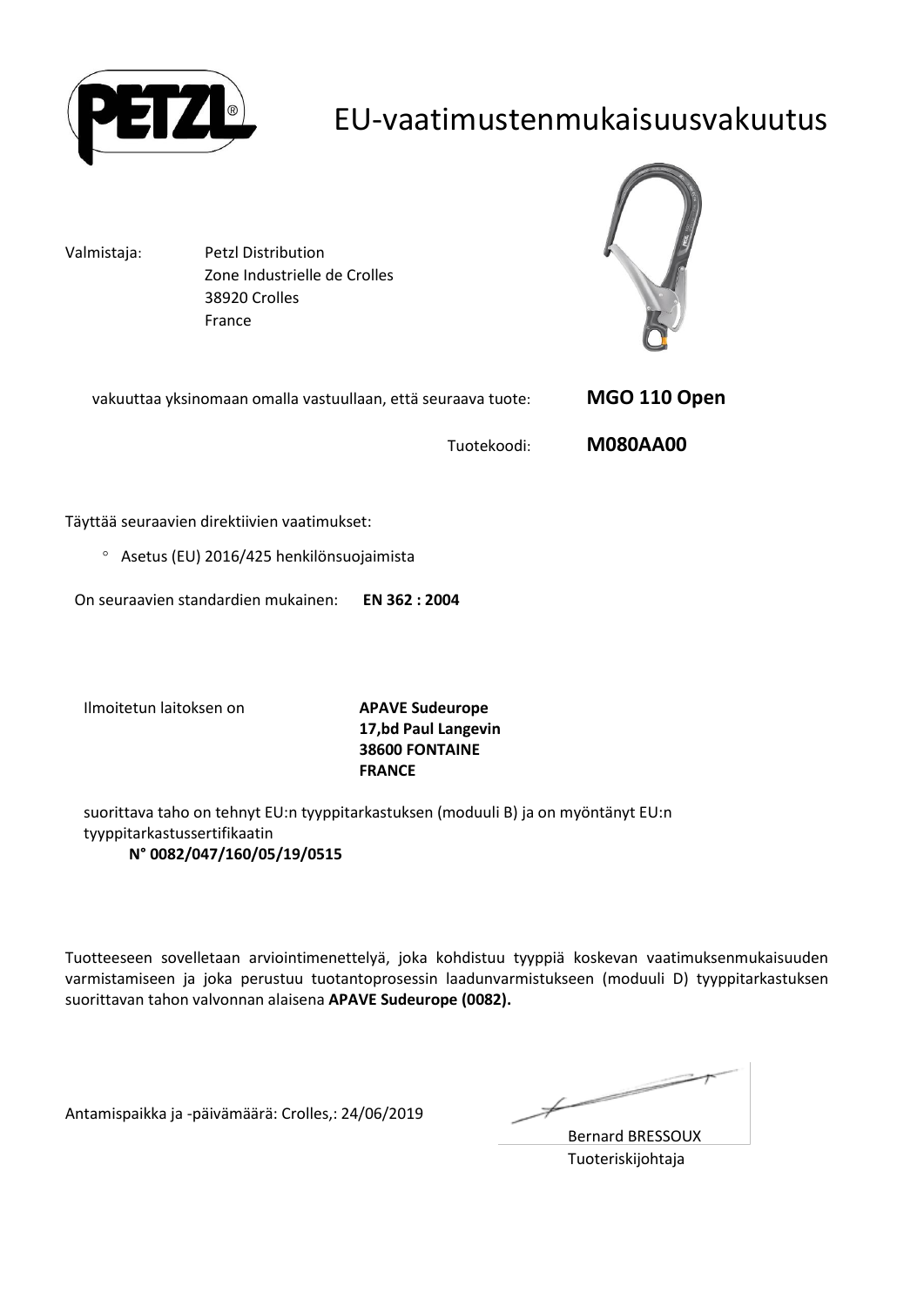# EU-vaatimustenmukaisuusvakuutus

Valmistaja: Petzl Distribution
Zone Industrielle de Crolles
38920 Crolles
France

vakuuttaa yksinomaan omalla vastuullaan, että seuraava tuote: **MGO 110 Open**

Tuotekoodi: **M080AA00**

Täyttää seuraavien direktiivien vaatimukset:

- Asetus (EU) 2016/425 henkilönsuojaimista

On seuraavien standardien mukainen: **EN 362 : 2004**

Ilmoitetun laitoksen on **APAVE Sudeurope**
**17,bd Paul Langevin**
**38600 FONTAINE**
**FRANCE**

suorittava taho on tehnyt EU:n tyyppitarkastuksen (moduuli B) ja on myöntänyt EU:n tyyppitarkastussertifikaatin
**N° 0082/047/160/05/19/0515**

Tuotteeseen sovelletaan arviointimenettelyä, joka kohdistuu tyyppiä koskevan vaatimuksenmukaisuuden varmistamiseen ja joka perustuu tuotantoprosessin laadunvarmistukseen (moduuli D) tyyppitarkastuksen suorittavan tahon valvonnan alaisena **APAVE Sudeurope (0082).**

Antamispaikka ja -päivämäärä: Crolles,: 24/06/2019

Bernard BRESSOUX
Tuoteriskijohtaja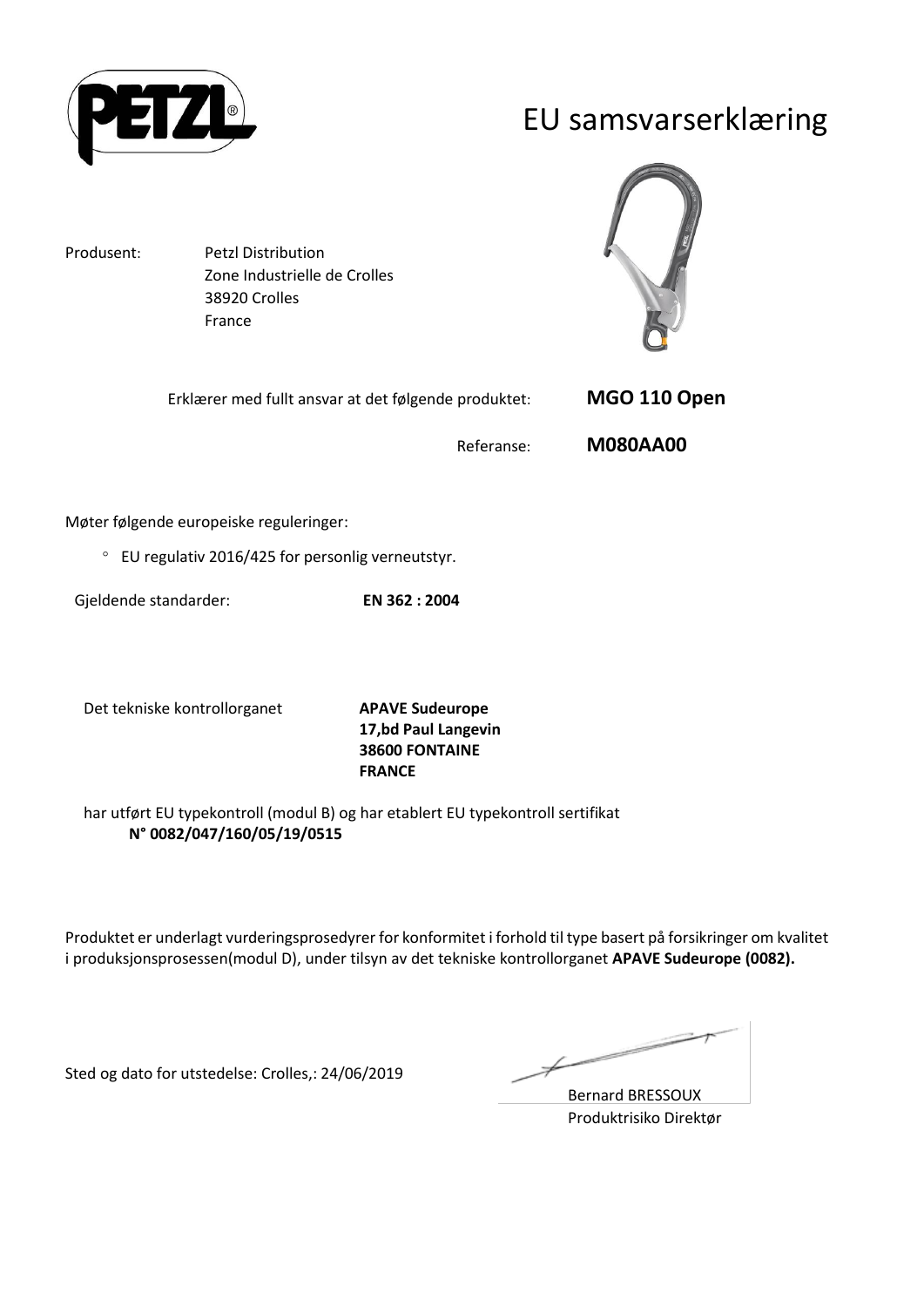# EU samsvarserklæring

Produsent: Petzl Distribution
Zone Industrielle de Crolles
38920 Crolles
France

Erklærer med fullt ansvar at det følgende produktet: **MGO 110 Open**

Referanse: **M080AA00**

Møter følgende europeiske reguleringer:

- EU regulativ 2016/425 for personlig verneutstyr.

Gjeldende standarder: **EN 362 : 2004**

Det tekniske kontrollorganet **APAVE Sudeurope**
**17,bd Paul Langevin**
**38600 FONTAINE**
**FRANCE**

har utført EU typekontroll (modul B) og har etablert EU typekontroll sertifikat
**N° 0082/047/160/05/19/0515**

Produktet er underlagt vurderingsprosedyrer for konformitet i forhold til type basert på forsikringer om kvalitet i produksjonsprosessen(modul D), under tilsyn av det tekniske kontrollorganet **APAVE Sudeurope (0082).**

Sted og dato for utstedelse: Crolles,: 24/06/2019

Bernard BRESSOUX
Produktrisiko Direktør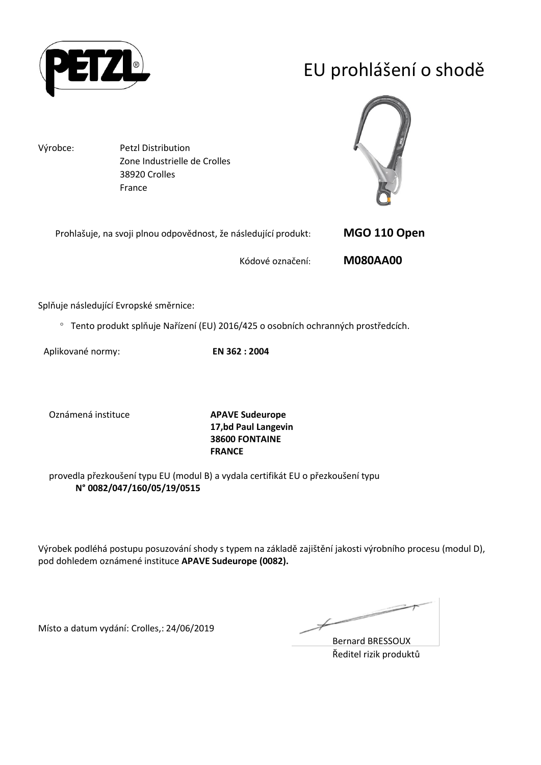# EU prohlášení o shodě

Výrobce: Petzl Distribution
Zone Industrielle de Crolles
38920 Crolles
France

Prohlašuje, na svoji plnou odpovědnost, že následující produkt: **MGO 110 Open**

Kódové označení: **M080AA00**

Splňuje následující Evropské směrnice:

- Tento produkt splňuje Nařízení (EU) 2016/425 o osobních ochranných prostředcích.

Aplikované normy: **EN 362 : 2004**

Oznámená instituce **APAVE Sudeurope**
**17,bd Paul Langevin**
**38600 FONTAINE**
**FRANCE**

provedla přezkoušení typu EU (modul B) a vydala certifikát EU o přezkoušení typu
**N° 0082/047/160/05/19/0515**

Výrobek podléhá postupu posuzování shody s typem na základě zajištění jakosti výrobního procesu (modul D), pod dohledem oznámené instituce **APAVE Sudeurope (0082).**

Místo a datum vydání: Crolles,: 24/06/2019

Bernard BRESSOUX
Ředitel rizik produktů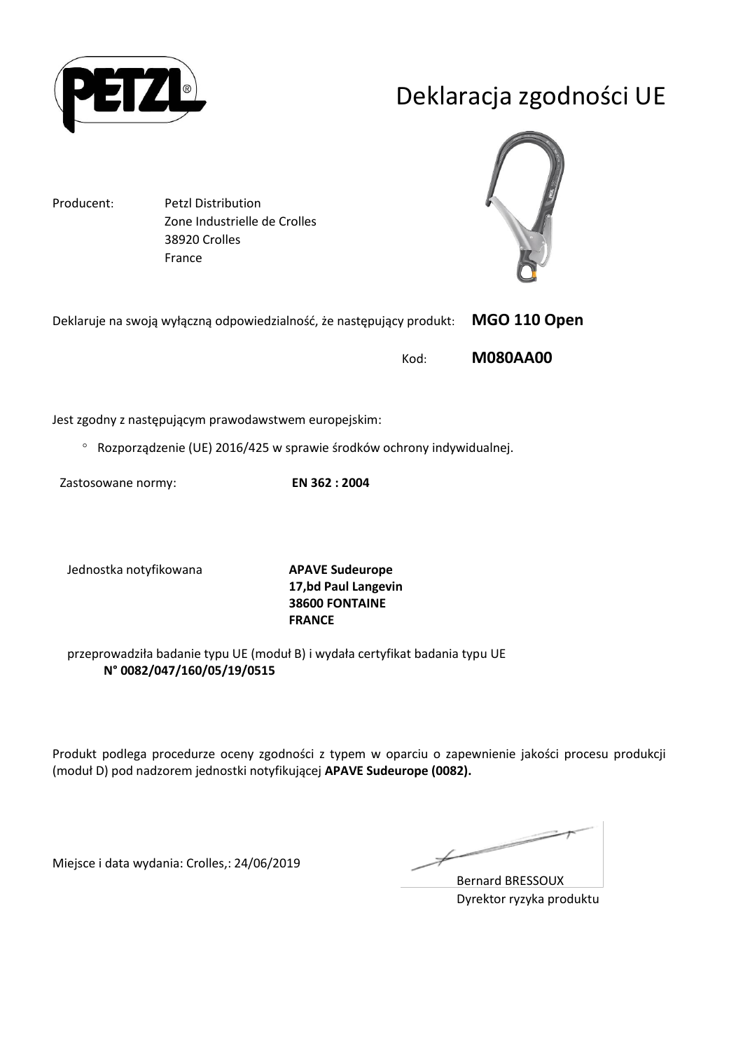# Deklaracja zgodności UE

Producent: Petzl Distribution
Zone Industrielle de Crolles
38920 Crolles
France

Deklaruje na swoją wyłączną odpowiedzialność, że następujący produkt: **MGO 110 Open**

Kod: **M080AA00**

Jest zgodny z następującym prawodawstwem europejskim:

- Rozporządzenie (UE) 2016/425 w sprawie środków ochrony indywidualnej.

Zastosowane normy: **EN 362 : 2004**

Jednostka notyfikowana **APAVE Sudeurope**
**17,bd Paul Langevin**
**38600 FONTAINE**
**FRANCE**

przeprowadziła badanie typu UE (moduł B) i wydała certyfikat badania typu UE
**N° 0082/047/160/05/19/0515**

Produkt podlega procedurze oceny zgodności z typem w oparciu o zapewnienie jakości procesu produkcji (moduł D) pod nadzorem jednostki notyfikującej **APAVE Sudeurope (0082).**

Miejsce i data wydania: Crolles,: 24/06/2019

Bernard BRESSOUX
Dyrektor ryzyka produktu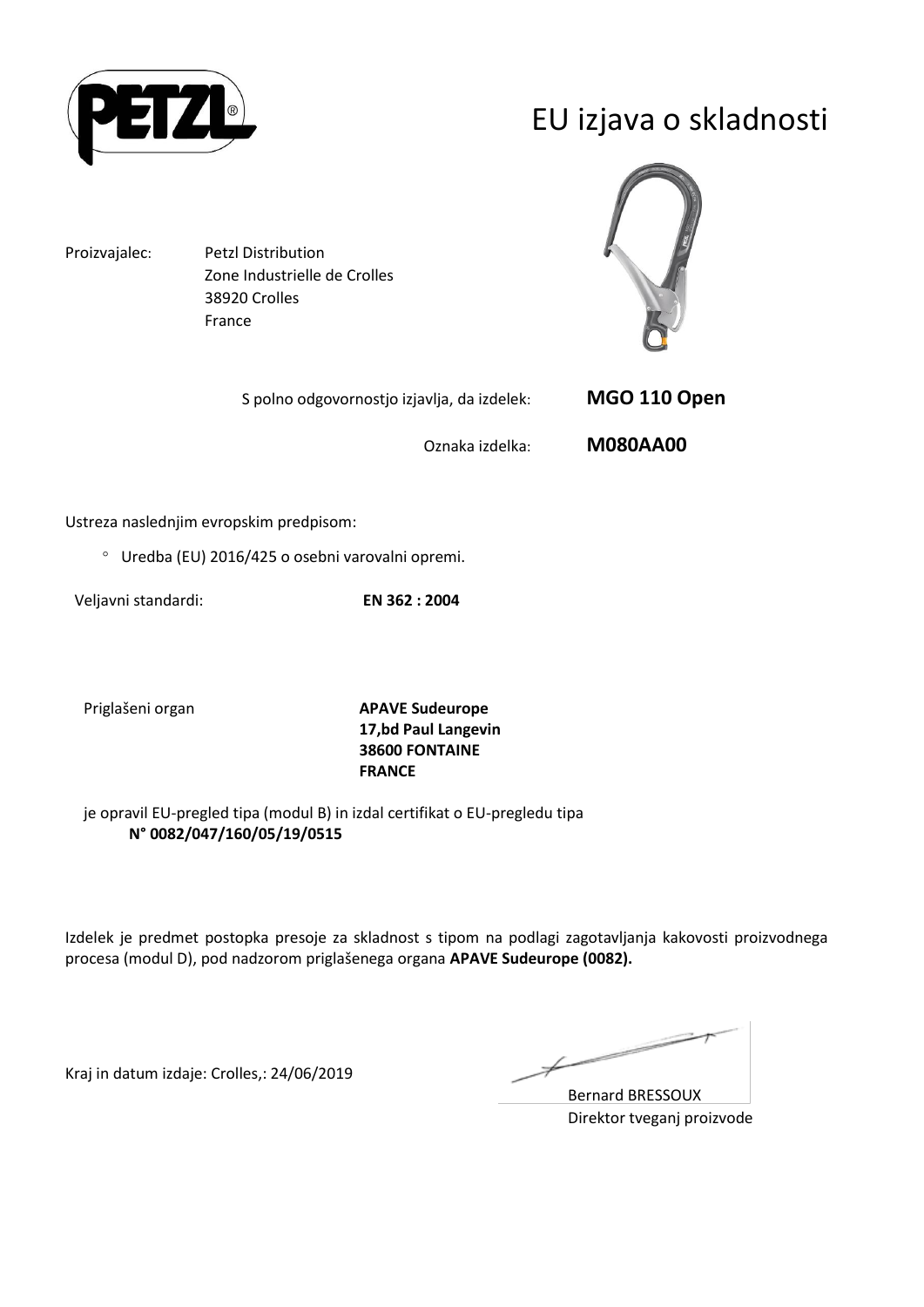# EU izjava o skladnosti

Proizvajalec: Petzl Distribution
Zone Industrielle de Crolles
38920 Crolles
France

S polno odgovornostjo izjavlja, da izdelek: **MGO 110 Open**

Oznaka izdelka: **M080AA00**

Ustreza naslednjim evropskim predpisom:

- Uredba (EU) 2016/425 o osebni varovalni opremi.

Veljavni standardi: **EN 362 : 2004**

Priglašeni organ **APAVE Sudeurope**
**17,bd Paul Langevin**
**38600 FONTAINE**
**FRANCE**

je opravil EU-pregled tipa (modul B) in izdal certifikat o EU-pregledu tipa
**N° 0082/047/160/05/19/0515**

Izdelek je predmet postopka presoje za skladnost s tipom na podlagi zagotavljanja kakovosti proizvodnega procesa (modul D), pod nadzorom priglašenega organa **APAVE Sudeurope (0082).**

Kraj in datum izdaje: Crolles,: 24/06/2019

Bernard BRESSOUX
Direktor tveganj proizvode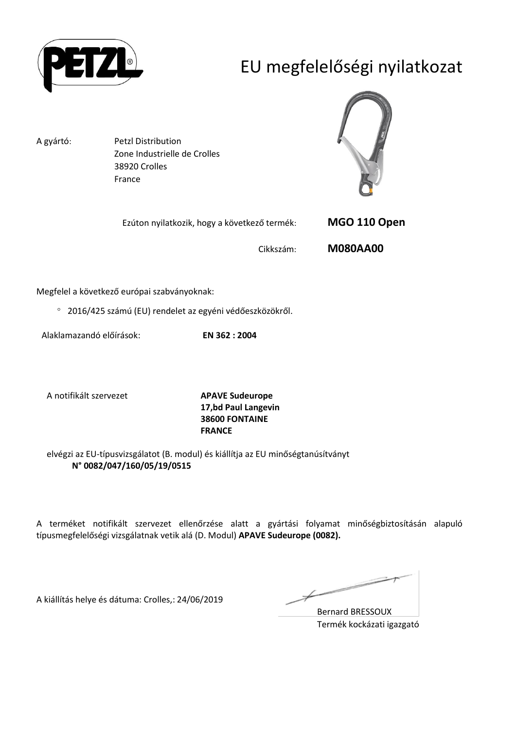# EU megfelelőségi nyilatkozat

A gyártó: Petzl Distribution
Zone Industrielle de Crolles
38920 Crolles
France

Ezúton nyilatkozik, hogy a következő termék: **MGO 110 Open**

Cikkszám: **M080AA00**

Megfelel a következő európai szabványoknak:

- 2016/425 számú (EU) rendelet az egyéni védőeszközökről.

Alaklamazandó előírások: **EN 362 : 2004**

A notifikált szervezet **APAVE Sudeurope**
**17,bd Paul Langevin**
**38600 FONTAINE**
**FRANCE**

elvégzi az EU-típusvizsgálatot (B. modul) és kiállítja az EU minőségtanúsítványt
**N° 0082/047/160/05/19/0515**

A terméket notifikált szervezet ellenőrzése alatt a gyártási folyamat minőségbiztosításán alapuló típusmegfelelőségi vizsgálatnak vetik alá (D. Modul) **APAVE Sudeurope (0082).**

A kiállítás helye és dátuma: Crolles,: 24/06/2019

Bernard BRESSOUX
Termék kockázati igazgató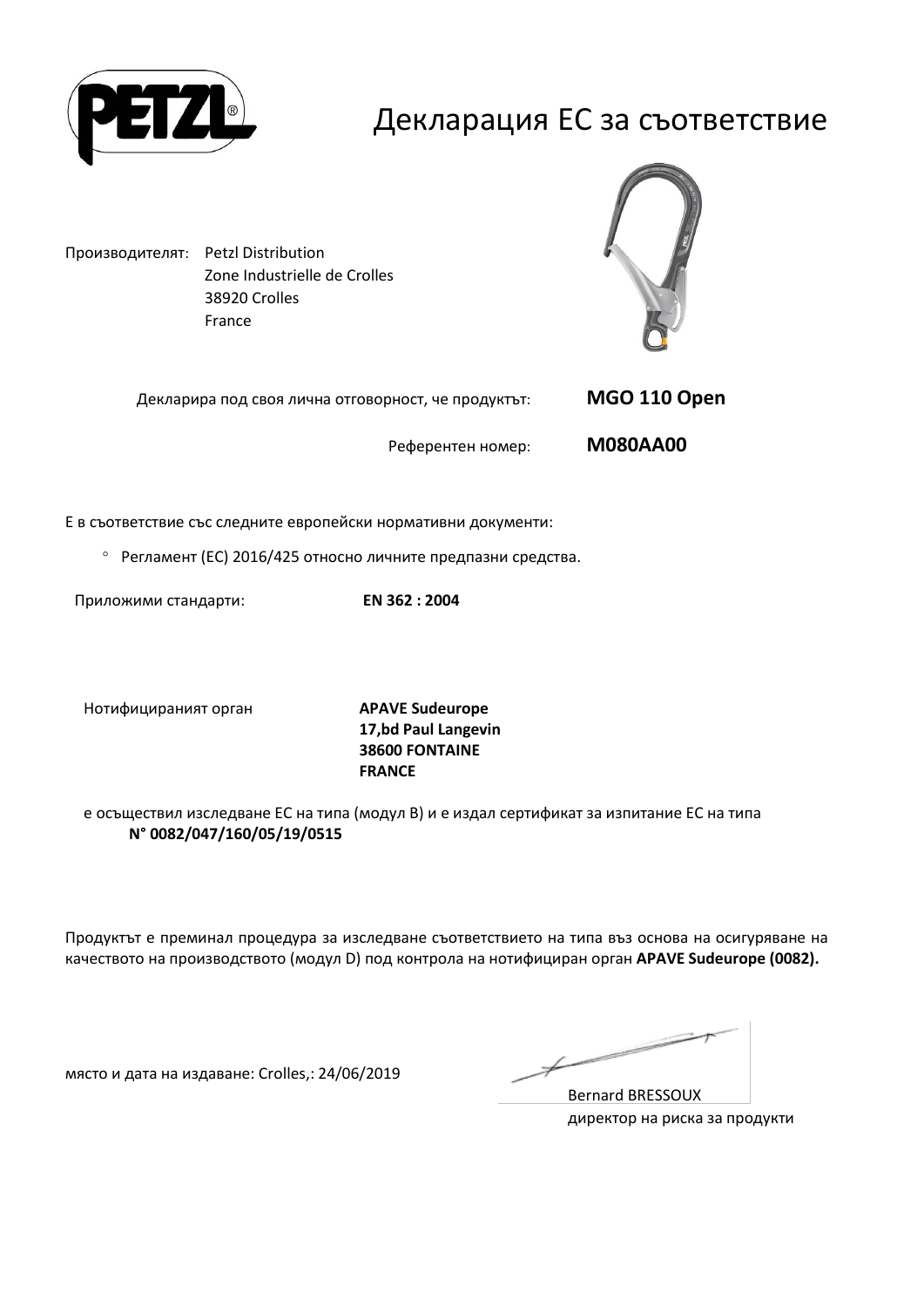# Декларация ЕС за съответствие

Производителят: Petzl Distribution
Zone Industrielle de Crolles
38920 Crolles
France

Декларира под своя лична отговорност, че продуктът: **MGO 110 Open**

Референтен номер: **M080AA00**

Е в съответствие със следните европейски нормативни документи:

- Регламент (ЕС) 2016/425 относно личните предпазни средства.

Приложими стандарти: **EN 362 : 2004**

Нотифицираният орган **APAVE Sudeurope**
**17,bd Paul Langevin**
**38600 FONTAINE**
**FRANCE**

е осъществил изследване ЕС на типа (модул B) и е издал сертификат за изпитание ЕС на типа
**N° 0082/047/160/05/19/0515**

Продуктът е преминал процедура за изследване съответствието на типа въз основа на осигуряване на качеството на производството (модул D) под контрола на нотифициран орган **APAVE Sudeurope (0082).**

място и дата на издаване: Crolles,: 24/06/2019

Bernard BRESSOUX
директор на риска за продукти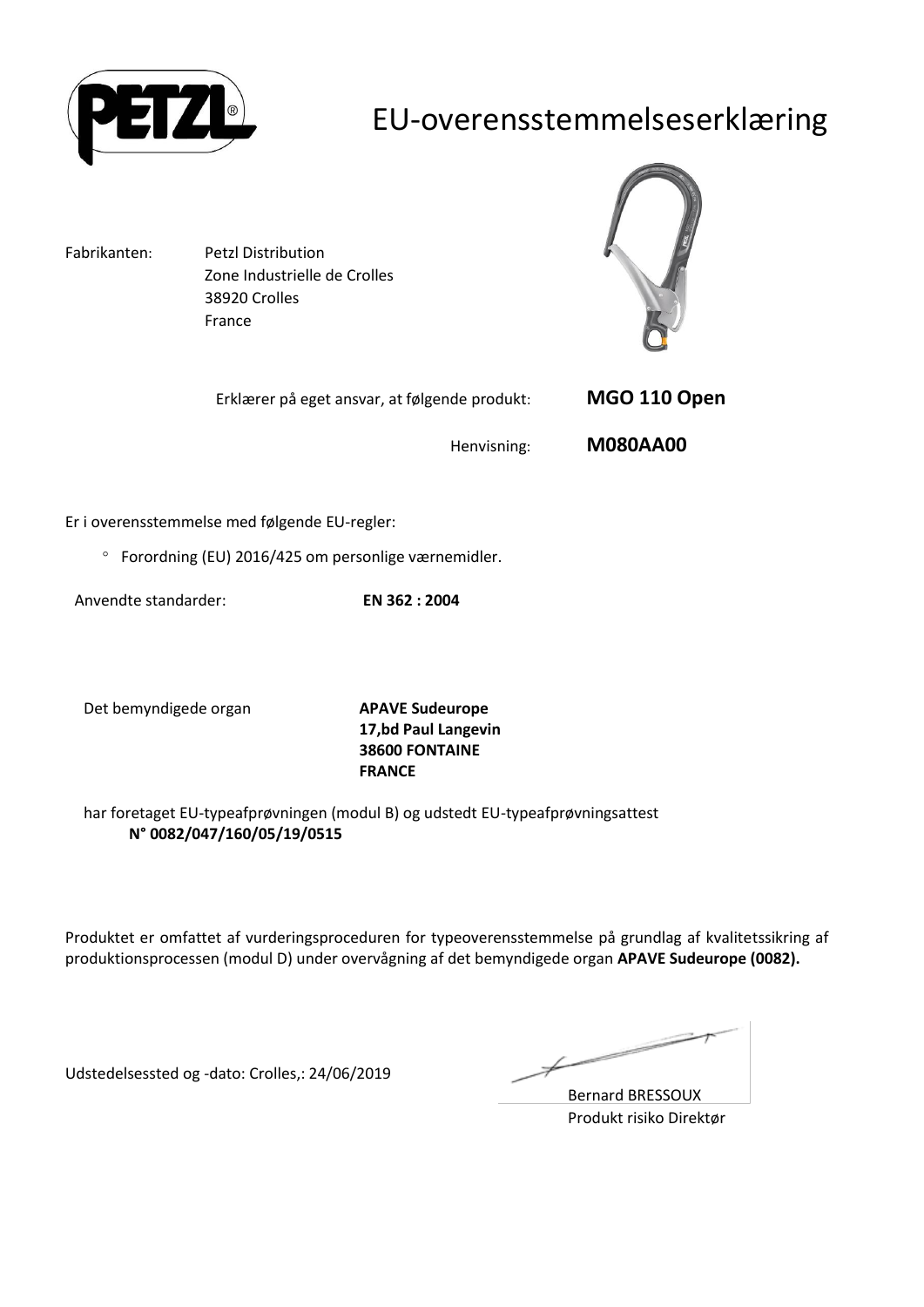PETZL®

# EU-overensstemmelseserklæring

Fabrikanten: Petzl Distribution
Zone Industrielle de Crolles
38920 Crolles
France

Erklærer på eget ansvar, at følgende produkt: **MGO 110 Open**

Henvisning: **M080AA00**

Er i overensstemmelse med følgende EU-regler:

- Forordning (EU) 2016/425 om personlige værnemidler.

Anvendte standarder: **EN 362 : 2004**

Det bemyndigede organ **APAVE Sudeurope**
**17,bd Paul Langevin**
**38600 FONTAINE**
**FRANCE**

har foretaget EU-typeafprøvningen (modul B) og udstedt EU-typeafprøvningsattest
**N° 0082/047/160/05/19/0515**

Produktet er omfattet af vurderingsproceduren for typeoverensstemmelse på grundlag af kvalitetssikring af produktionsprocessen (modul D) under overvågning af det bemyndigede organ **APAVE Sudeurope (0082).**

Udstedelsessted og -dato: Crolles,: 24/06/2019

Bernard BRESSOUX
Produkt risiko Direktør